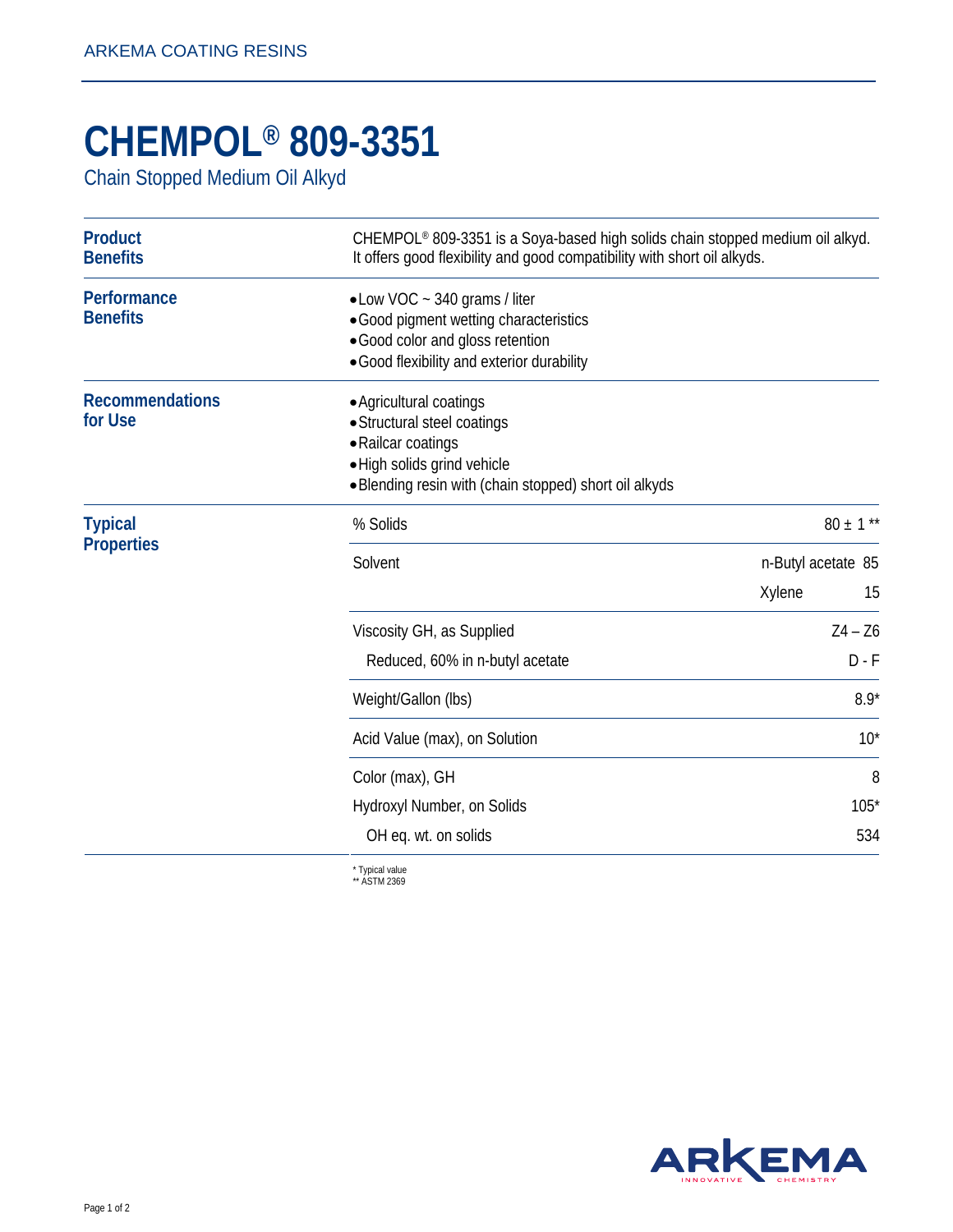ARKEMA COATING RESINS

# CHEMPOL® 809-3351

Chain Stopped Medium Oil Alkyd

## Product Benefits

CHEMPOL® 809-3351 is a Soya-based high solids chain stopped medium oil alkyd. It offers good flexibility and good compatibility with short oil alkyds.

## Performance Benefits

- Low VOC ~ 340 grams / liter
- Good pigment wetting characteristics
- Good color and gloss retention
- Good flexibility and exterior durability

## Recommendations for Use

- Agricultural coatings
- Structural steel coatings
- Railcar coatings
- High solids grind vehicle
- Blending resin with (chain stopped) short oil alkyds

## Typical Properties

| | |
|---|---|
| % Solids | 80 ± 1 ** |
| Solvent | n-Butyl acetate 85 |
| | Xylene 15 |
| Viscosity GH, as Supplied | Z4 – Z6 |
| Reduced, 60% in n-butyl acetate | D - F |
| Weight/Gallon (lbs) | 8.9* |
| Acid Value (max), on Solution | 10* |
| Color (max), GH | 8 |
| Hydroxyl Number, on Solids | 105* |
| OH eq. wt. on solids | 534 |

\* Typical value
\*\* ASTM 2369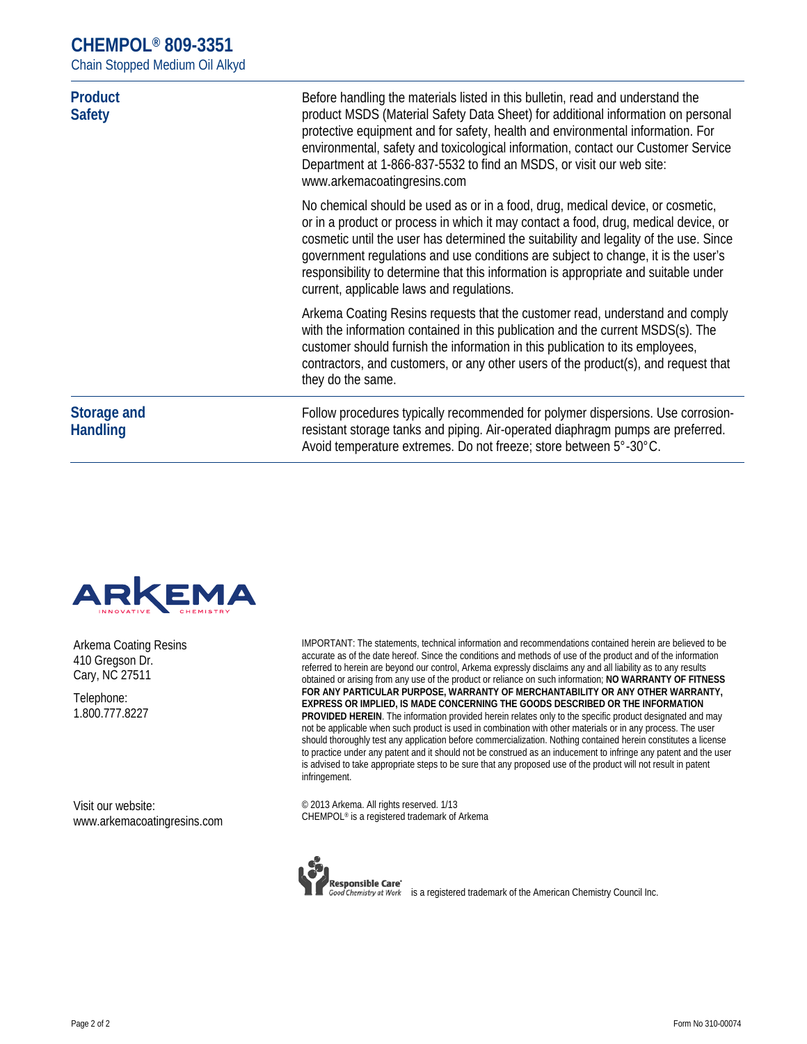# CHEMPOL® 809-3351

Chain Stopped Medium Oil Alkyd

## Product Safety

Before handling the materials listed in this bulletin, read and understand the product MSDS (Material Safety Data Sheet) for additional information on personal protective equipment and for safety, health and environmental information. For environmental, safety and toxicological information, contact our Customer Service Department at 1-866-837-5532 to find an MSDS, or visit our web site: www.arkemacoatingresins.com

No chemical should be used as or in a food, drug, medical device, or cosmetic, or in a product or process in which it may contact a food, drug, medical device, or cosmetic until the user has determined the suitability and legality of the use. Since government regulations and use conditions are subject to change, it is the user's responsibility to determine that this information is appropriate and suitable under current, applicable laws and regulations.

Arkema Coating Resins requests that the customer read, understand and comply with the information contained in this publication and the current MSDS(s). The customer should furnish the information in this publication to its employees, contractors, and customers, or any other users of the product(s), and request that they do the same.

## Storage and Handling

Follow procedures typically recommended for polymer dispersions. Use corrosion-resistant storage tanks and piping. Air-operated diaphragm pumps are preferred. Avoid temperature extremes. Do not freeze; store between 5°-30°C.

ARKEMA
INNOVATIVE CHEMISTRY

Arkema Coating Resins
410 Gregson Dr.
Cary, NC 27511

Telephone:
1.800.777.8227

Visit our website:
www.arkemacoatingresins.com

IMPORTANT: The statements, technical information and recommendations contained herein are believed to be accurate as of the date hereof. Since the conditions and methods of use of the product and of the information referred to herein are beyond our control, Arkema expressly disclaims any and all liability as to any results obtained or arising from any use of the product or reliance on such information; **NO WARRANTY OF FITNESS FOR ANY PARTICULAR PURPOSE, WARRANTY OF MERCHANTABILITY OR ANY OTHER WARRANTY, EXPRESS OR IMPLIED, IS MADE CONCERNING THE GOODS DESCRIBED OR THE INFORMATION PROVIDED HEREIN**. The information provided herein relates only to the specific product designated and may not be applicable when such product is used in combination with other materials or in any process. The user should thoroughly test any application before commercialization. Nothing contained herein constitutes a license to practice under any patent and it should not be construed as an inducement to infringe any patent and the user is advised to take appropriate steps to be sure that any proposed use of the product will not result in patent infringement.

© 2013 Arkema. All rights reserved. 1/13
CHEMPOL® is a registered trademark of Arkema

Responsible Care® *Good Chemistry at Work* is a registered trademark of the American Chemistry Council Inc.

Form No 310-00074